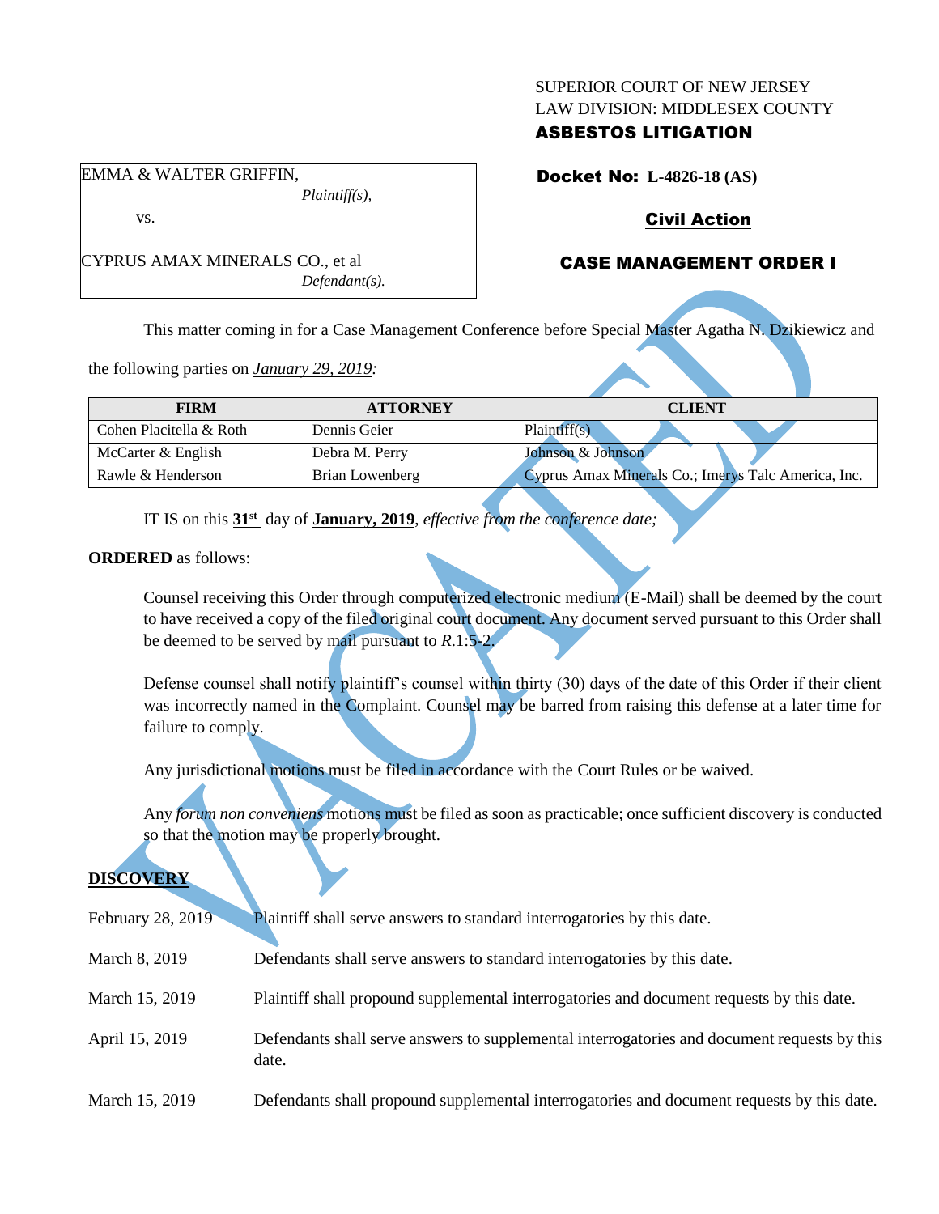SUPERIOR COURT OF NEW JERSEY
LAW DIVISION: MIDDLESEX COUNTY
**ASBESTOS LITIGATION**

EMMA & WALTER GRIFFIN,
*Plaintiff(s),*

vs.

CYPRUS AMAX MINERALS CO., et al
*Defendant(s).*

**Docket No: L-4826-18 (AS)**

**Civil Action**

**CASE MANAGEMENT ORDER I**

This matter coming in for a Case Management Conference before Special Master Agatha N. Dzikiewicz and the following parties on *January 29, 2019:*

| FIRM | ATTORNEY | CLIENT |
|---|---|---|
| Cohen Placitella & Roth | Dennis Geier | Plaintiff(s) |
| McCarter & English | Debra M. Perry | Johnson & Johnson |
| Rawle & Henderson | Brian Lowenberg | Cyprus Amax Minerals Co.; Imerys Talc America, Inc. |

IT IS on this **31st** day of **January, 2019**, *effective from the conference date;*

**ORDERED** as follows:

Counsel receiving this Order through computerized electronic medium (E-Mail) shall be deemed by the court to have received a copy of the filed original court document. Any document served pursuant to this Order shall be deemed to be served by mail pursuant to *R*.1:5-2.

Defense counsel shall notify plaintiff's counsel within thirty (30) days of the date of this Order if their client was incorrectly named in the Complaint. Counsel may be barred from raising this defense at a later time for failure to comply.

Any jurisdictional motions must be filed in accordance with the Court Rules or be waived.

Any *forum non conveniens* motions must be filed as soon as practicable; once sufficient discovery is conducted so that the motion may be properly brought.

## DISCOVERY

| | |
|---|---|
| February 28, 2019 | Plaintiff shall serve answers to standard interrogatories by this date. |
| March 8, 2019 | Defendants shall serve answers to standard interrogatories by this date. |
| March 15, 2019 | Plaintiff shall propound supplemental interrogatories and document requests by this date. |
| April 15, 2019 | Defendants shall serve answers to supplemental interrogatories and document requests by this date. |
| March 15, 2019 | Defendants shall propound supplemental interrogatories and document requests by this date. |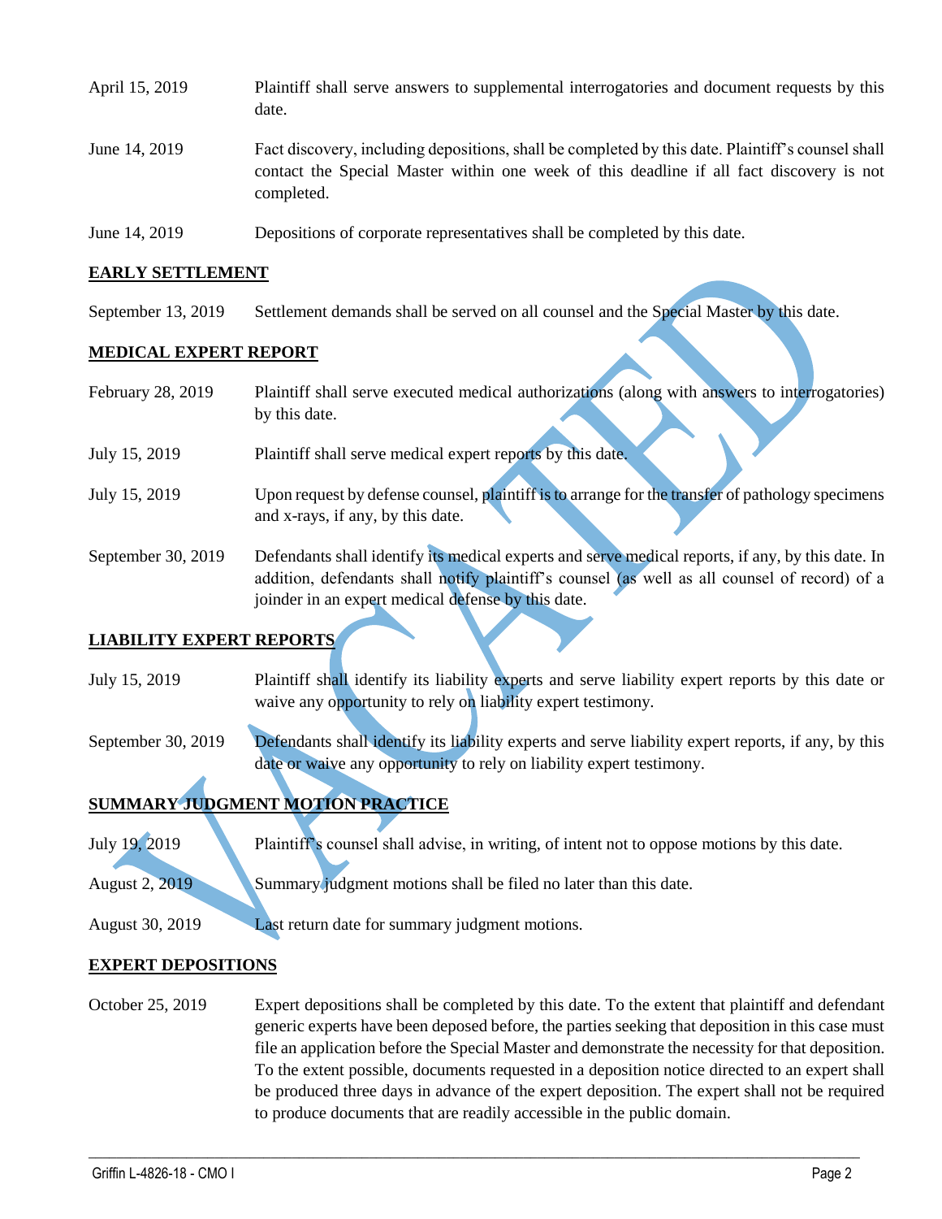| | |
|---|---|
| April 15, 2019 | Plaintiff shall serve answers to supplemental interrogatories and document requests by this date. |
| June 14, 2019 | Fact discovery, including depositions, shall be completed by this date. Plaintiff's counsel shall contact the Special Master within one week of this deadline if all fact discovery is not completed. |
| June 14, 2019 | Depositions of corporate representatives shall be completed by this date. |

**EARLY SETTLEMENT**

| | |
|---|---|
| September 13, 2019 | Settlement demands shall be served on all counsel and the Special Master by this date. |

**MEDICAL EXPERT REPORT**

| | |
|---|---|
| February 28, 2019 | Plaintiff shall serve executed medical authorizations (along with answers to interrogatories) by this date. |
| July 15, 2019 | Plaintiff shall serve medical expert reports by this date. |
| July 15, 2019 | Upon request by defense counsel, plaintiff is to arrange for the transfer of pathology specimens and x-rays, if any, by this date. |
| September 30, 2019 | Defendants shall identify its medical experts and serve medical reports, if any, by this date. In addition, defendants shall notify plaintiff's counsel (as well as all counsel of record) of a joinder in an expert medical defense by this date. |

**LIABILITY EXPERT REPORTS**

| | |
|---|---|
| July 15, 2019 | Plaintiff shall identify its liability experts and serve liability expert reports by this date or waive any opportunity to rely on liability expert testimony. |
| September 30, 2019 | Defendants shall identify its liability experts and serve liability expert reports, if any, by this date or waive any opportunity to rely on liability expert testimony. |

**SUMMARY JUDGMENT MOTION PRACTICE**

| | |
|---|---|
| July 19, 2019 | Plaintiff's counsel shall advise, in writing, of intent not to oppose motions by this date. |
| August 2, 2019 | Summary judgment motions shall be filed no later than this date. |
| August 30, 2019 | Last return date for summary judgment motions. |

**EXPERT DEPOSITIONS**

| | |
|---|---|
| October 25, 2019 | Expert depositions shall be completed by this date. To the extent that plaintiff and defendant generic experts have been deposed before, the parties seeking that deposition in this case must file an application before the Special Master and demonstrate the necessity for that deposition. To the extent possible, documents requested in a deposition notice directed to an expert shall be produced three days in advance of the expert deposition. The expert shall not be required to produce documents that are readily accessible in the public domain. |

VACATED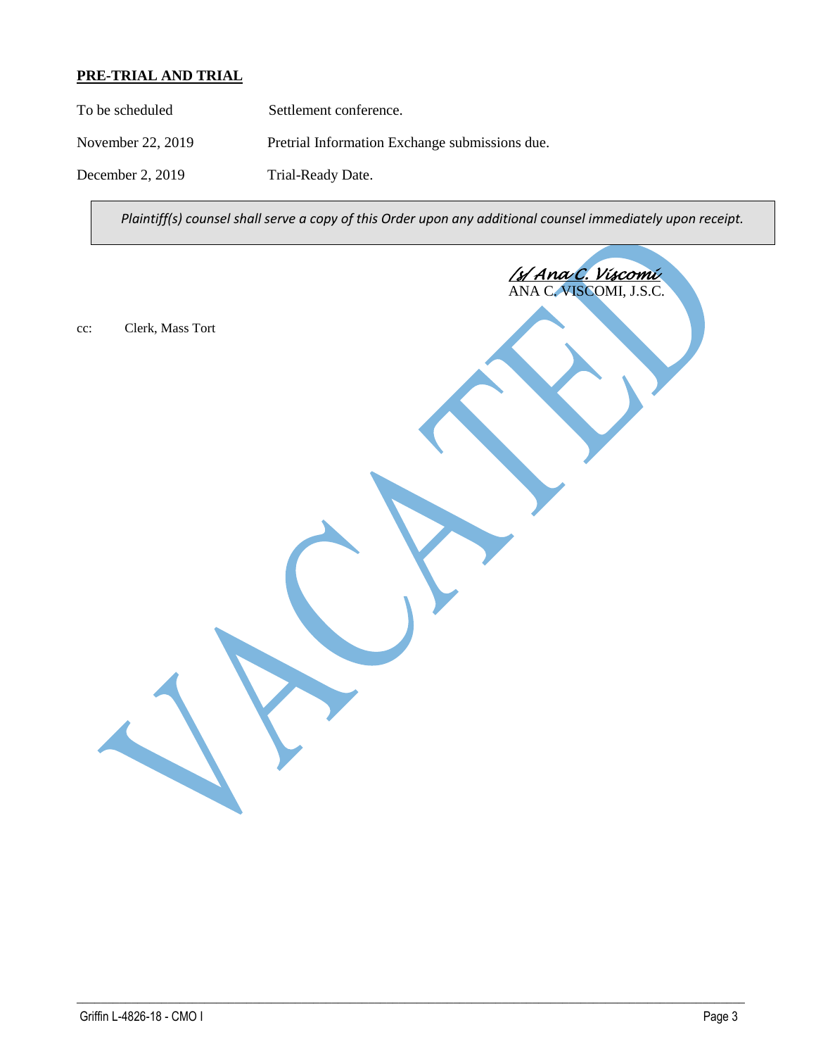**PRE-TRIAL AND TRIAL**

| | |
|---|---|
| To be scheduled | Settlement conference. |
| November 22, 2019 | Pretrial Information Exchange submissions due. |
| December 2, 2019 | Trial-Ready Date. |

*Plaintiff(s) counsel shall serve a copy of this Order upon any additional counsel immediately upon receipt.*

/s/ Ana C. Viscomi
ANA C. VISCOMI, J.S.C.

cc: Clerk, Mass Tort

VACATED